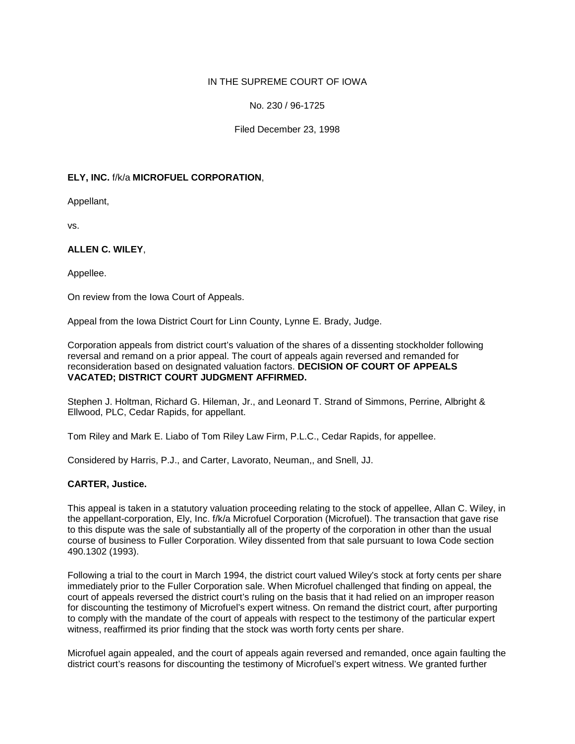IN THE SUPREME COURT OF IOWA

No. 230 / 96-1725

Filed December 23, 1998

**ELY, INC.** f/k/a **MICROFUEL CORPORATION**,

Appellant,

vs.

**ALLEN C. WILEY**,

Appellee.

On review from the Iowa Court of Appeals.

Appeal from the Iowa District Court for Linn County, Lynne E. Brady, Judge.

Corporation appeals from district court's valuation of the shares of a dissenting stockholder following reversal and remand on a prior appeal. The court of appeals again reversed and remanded for reconsideration based on designated valuation factors. **DECISION OF COURT OF APPEALS VACATED; DISTRICT COURT JUDGMENT AFFIRMED.**

Stephen J. Holtman, Richard G. Hileman, Jr., and Leonard T. Strand of Simmons, Perrine, Albright & Ellwood, PLC, Cedar Rapids, for appellant.

Tom Riley and Mark E. Liabo of Tom Riley Law Firm, P.L.C., Cedar Rapids, for appellee.

Considered by Harris, P.J., and Carter, Lavorato, Neuman,, and Snell, JJ.

**CARTER, Justice.**

This appeal is taken in a statutory valuation proceeding relating to the stock of appellee, Allan C. Wiley, in the appellant-corporation, Ely, Inc. f/k/a Microfuel Corporation (Microfuel). The transaction that gave rise to this dispute was the sale of substantially all of the property of the corporation in other than the usual course of business to Fuller Corporation. Wiley dissented from that sale pursuant to Iowa Code section 490.1302 (1993).

Following a trial to the court in March 1994, the district court valued Wiley's stock at forty cents per share immediately prior to the Fuller Corporation sale. When Microfuel challenged that finding on appeal, the court of appeals reversed the district court's ruling on the basis that it had relied on an improper reason for discounting the testimony of Microfuel's expert witness. On remand the district court, after purporting to comply with the mandate of the court of appeals with respect to the testimony of the particular expert witness, reaffirmed its prior finding that the stock was worth forty cents per share.

Microfuel again appealed, and the court of appeals again reversed and remanded, once again faulting the district court's reasons for discounting the testimony of Microfuel's expert witness. We granted further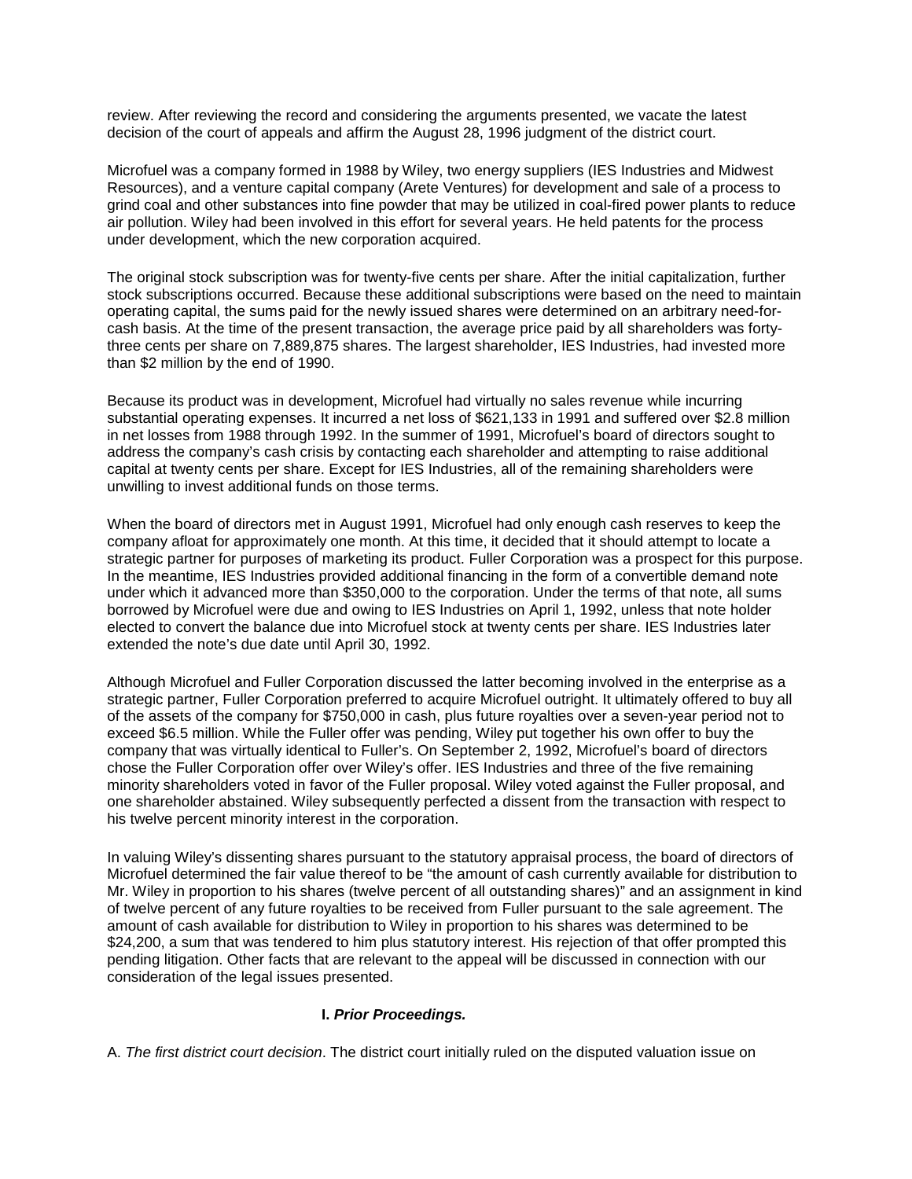review. After reviewing the record and considering the arguments presented, we vacate the latest decision of the court of appeals and affirm the August 28, 1996 judgment of the district court.

Microfuel was a company formed in 1988 by Wiley, two energy suppliers (IES Industries and Midwest Resources), and a venture capital company (Arete Ventures) for development and sale of a process to grind coal and other substances into fine powder that may be utilized in coal-fired power plants to reduce air pollution. Wiley had been involved in this effort for several years. He held patents for the process under development, which the new corporation acquired.

The original stock subscription was for twenty-five cents per share. After the initial capitalization, further stock subscriptions occurred. Because these additional subscriptions were based on the need to maintain operating capital, the sums paid for the newly issued shares were determined on an arbitrary need-for-cash basis. At the time of the present transaction, the average price paid by all shareholders was forty-three cents per share on 7,889,875 shares. The largest shareholder, IES Industries, had invested more than $2 million by the end of 1990.

Because its product was in development, Microfuel had virtually no sales revenue while incurring substantial operating expenses. It incurred a net loss of $621,133 in 1991 and suffered over $2.8 million in net losses from 1988 through 1992. In the summer of 1991, Microfuel's board of directors sought to address the company's cash crisis by contacting each shareholder and attempting to raise additional capital at twenty cents per share. Except for IES Industries, all of the remaining shareholders were unwilling to invest additional funds on those terms.

When the board of directors met in August 1991, Microfuel had only enough cash reserves to keep the company afloat for approximately one month. At this time, it decided that it should attempt to locate a strategic partner for purposes of marketing its product. Fuller Corporation was a prospect for this purpose. In the meantime, IES Industries provided additional financing in the form of a convertible demand note under which it advanced more than $350,000 to the corporation. Under the terms of that note, all sums borrowed by Microfuel were due and owing to IES Industries on April 1, 1992, unless that note holder elected to convert the balance due into Microfuel stock at twenty cents per share. IES Industries later extended the note's due date until April 30, 1992.

Although Microfuel and Fuller Corporation discussed the latter becoming involved in the enterprise as a strategic partner, Fuller Corporation preferred to acquire Microfuel outright. It ultimately offered to buy all of the assets of the company for $750,000 in cash, plus future royalties over a seven-year period not to exceed $6.5 million. While the Fuller offer was pending, Wiley put together his own offer to buy the company that was virtually identical to Fuller's. On September 2, 1992, Microfuel's board of directors chose the Fuller Corporation offer over Wiley's offer. IES Industries and three of the five remaining minority shareholders voted in favor of the Fuller proposal. Wiley voted against the Fuller proposal, and one shareholder abstained. Wiley subsequently perfected a dissent from the transaction with respect to his twelve percent minority interest in the corporation.

In valuing Wiley's dissenting shares pursuant to the statutory appraisal process, the board of directors of Microfuel determined the fair value thereof to be "the amount of cash currently available for distribution to Mr. Wiley in proportion to his shares (twelve percent of all outstanding shares)" and an assignment in kind of twelve percent of any future royalties to be received from Fuller pursuant to the sale agreement. The amount of cash available for distribution to Wiley in proportion to his shares was determined to be $24,200, a sum that was tendered to him plus statutory interest. His rejection of that offer prompted this pending litigation. Other facts that are relevant to the appeal will be discussed in connection with our consideration of the legal issues presented.

### I. *Prior Proceedings.*

A. *The first district court decision*. The district court initially ruled on the disputed valuation issue on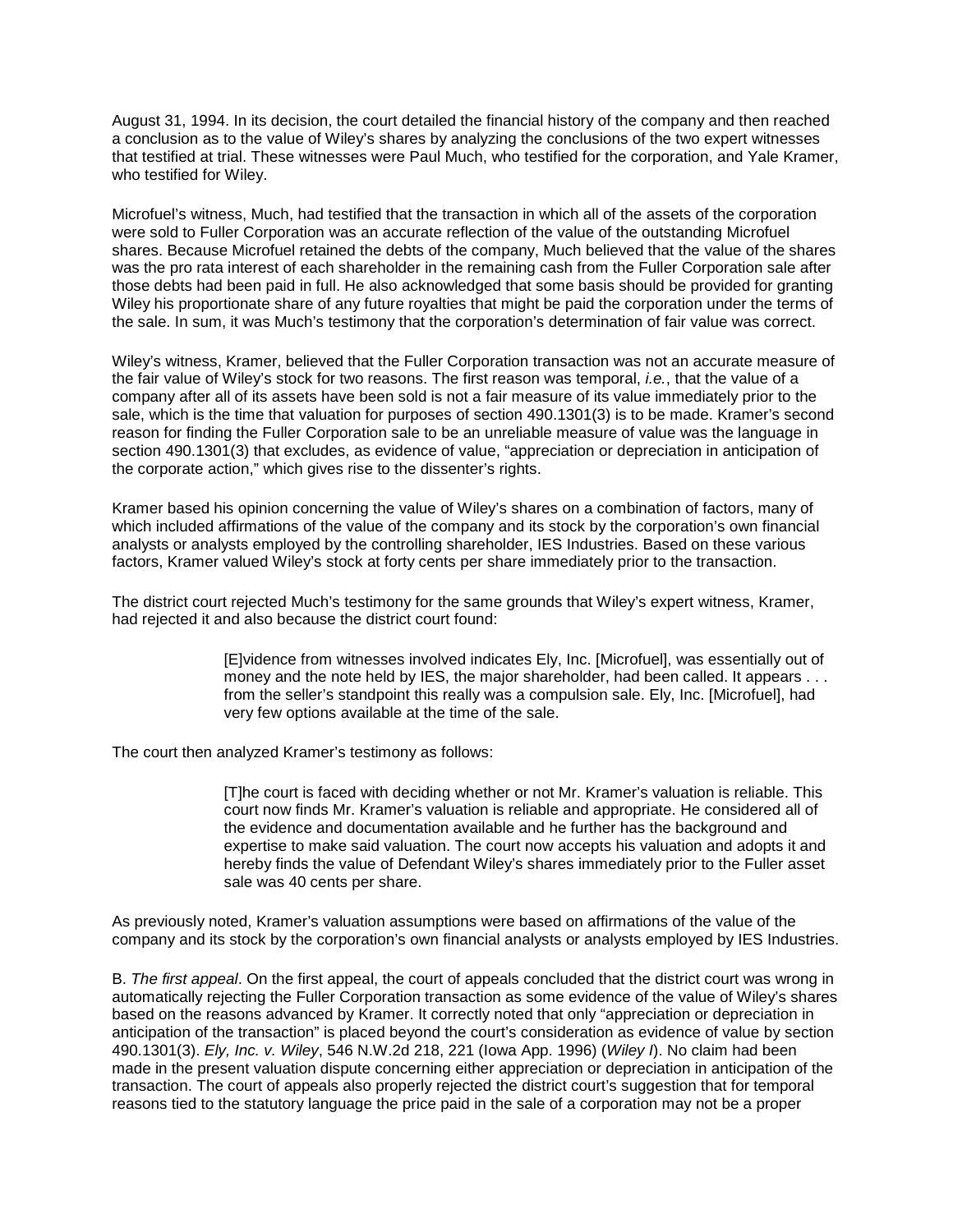August 31, 1994. In its decision, the court detailed the financial history of the company and then reached a conclusion as to the value of Wiley's shares by analyzing the conclusions of the two expert witnesses that testified at trial. These witnesses were Paul Much, who testified for the corporation, and Yale Kramer, who testified for Wiley.

Microfuel's witness, Much, had testified that the transaction in which all of the assets of the corporation were sold to Fuller Corporation was an accurate reflection of the value of the outstanding Microfuel shares. Because Microfuel retained the debts of the company, Much believed that the value of the shares was the pro rata interest of each shareholder in the remaining cash from the Fuller Corporation sale after those debts had been paid in full. He also acknowledged that some basis should be provided for granting Wiley his proportionate share of any future royalties that might be paid the corporation under the terms of the sale. In sum, it was Much's testimony that the corporation's determination of fair value was correct.

Wiley's witness, Kramer, believed that the Fuller Corporation transaction was not an accurate measure of the fair value of Wiley's stock for two reasons. The first reason was temporal, *i.e.*, that the value of a company after all of its assets have been sold is not a fair measure of its value immediately prior to the sale, which is the time that valuation for purposes of section 490.1301(3) is to be made. Kramer's second reason for finding the Fuller Corporation sale to be an unreliable measure of value was the language in section 490.1301(3) that excludes, as evidence of value, "appreciation or depreciation in anticipation of the corporate action," which gives rise to the dissenter's rights.

Kramer based his opinion concerning the value of Wiley's shares on a combination of factors, many of which included affirmations of the value of the company and its stock by the corporation's own financial analysts or analysts employed by the controlling shareholder, IES Industries. Based on these various factors, Kramer valued Wiley's stock at forty cents per share immediately prior to the transaction.

The district court rejected Much's testimony for the same grounds that Wiley's expert witness, Kramer, had rejected it and also because the district court found:

> [E]vidence from witnesses involved indicates Ely, Inc. [Microfuel], was essentially out of money and the note held by IES, the major shareholder, had been called. It appears . . . from the seller's standpoint this really was a compulsion sale. Ely, Inc. [Microfuel], had very few options available at the time of the sale.

The court then analyzed Kramer's testimony as follows:

> [T]he court is faced with deciding whether or not Mr. Kramer's valuation is reliable. This court now finds Mr. Kramer's valuation is reliable and appropriate. He considered all of the evidence and documentation available and he further has the background and expertise to make said valuation. The court now accepts his valuation and adopts it and hereby finds the value of Defendant Wiley's shares immediately prior to the Fuller asset sale was 40 cents per share.

As previously noted, Kramer's valuation assumptions were based on affirmations of the value of the company and its stock by the corporation's own financial analysts or analysts employed by IES Industries.

B. *The first appeal*. On the first appeal, the court of appeals concluded that the district court was wrong in automatically rejecting the Fuller Corporation transaction as some evidence of the value of Wiley's shares based on the reasons advanced by Kramer. It correctly noted that only "appreciation or depreciation in anticipation of the transaction" is placed beyond the court's consideration as evidence of value by section 490.1301(3). *Ely, Inc. v. Wiley*, 546 N.W.2d 218, 221 (Iowa App. 1996) (*Wiley I*). No claim had been made in the present valuation dispute concerning either appreciation or depreciation in anticipation of the transaction. The court of appeals also properly rejected the district court's suggestion that for temporal reasons tied to the statutory language the price paid in the sale of a corporation may not be a proper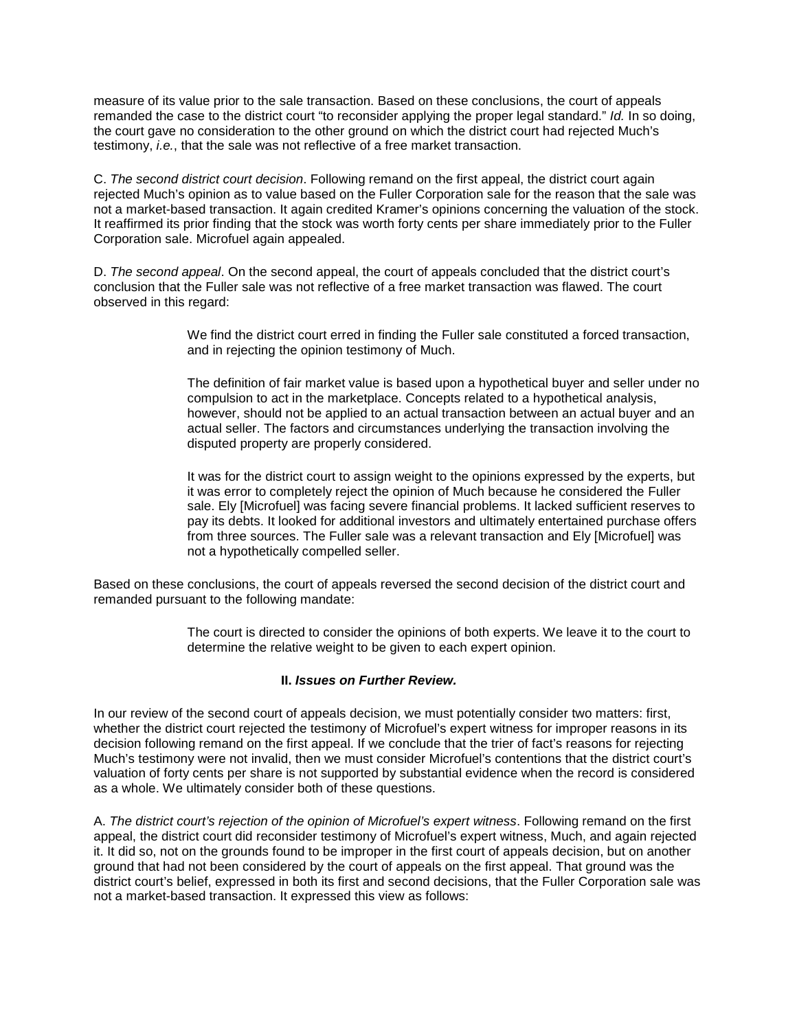measure of its value prior to the sale transaction. Based on these conclusions, the court of appeals remanded the case to the district court "to reconsider applying the proper legal standard." *Id.* In so doing, the court gave no consideration to the other ground on which the district court had rejected Much's testimony, *i.e.*, that the sale was not reflective of a free market transaction.

C. *The second district court decision*. Following remand on the first appeal, the district court again rejected Much's opinion as to value based on the Fuller Corporation sale for the reason that the sale was not a market-based transaction. It again credited Kramer's opinions concerning the valuation of the stock. It reaffirmed its prior finding that the stock was worth forty cents per share immediately prior to the Fuller Corporation sale. Microfuel again appealed.

D. *The second appeal*. On the second appeal, the court of appeals concluded that the district court's conclusion that the Fuller sale was not reflective of a free market transaction was flawed. The court observed in this regard:

> We find the district court erred in finding the Fuller sale constituted a forced transaction, and in rejecting the opinion testimony of Much.
>
> The definition of fair market value is based upon a hypothetical buyer and seller under no compulsion to act in the marketplace. Concepts related to a hypothetical analysis, however, should not be applied to an actual transaction between an actual buyer and an actual seller. The factors and circumstances underlying the transaction involving the disputed property are properly considered.
>
> It was for the district court to assign weight to the opinions expressed by the experts, but it was error to completely reject the opinion of Much because he considered the Fuller sale. Ely [Microfuel] was facing severe financial problems. It lacked sufficient reserves to pay its debts. It looked for additional investors and ultimately entertained purchase offers from three sources. The Fuller sale was a relevant transaction and Ely [Microfuel] was not a hypothetically compelled seller.

Based on these conclusions, the court of appeals reversed the second decision of the district court and remanded pursuant to the following mandate:

> The court is directed to consider the opinions of both experts. We leave it to the court to determine the relative weight to be given to each expert opinion.

### II. *Issues on Further Review.*

In our review of the second court of appeals decision, we must potentially consider two matters: first, whether the district court rejected the testimony of Microfuel's expert witness for improper reasons in its decision following remand on the first appeal. If we conclude that the trier of fact's reasons for rejecting Much's testimony were not invalid, then we must consider Microfuel's contentions that the district court's valuation of forty cents per share is not supported by substantial evidence when the record is considered as a whole. We ultimately consider both of these questions.

A. *The district court's rejection of the opinion of Microfuel's expert witness*. Following remand on the first appeal, the district court did reconsider testimony of Microfuel's expert witness, Much, and again rejected it. It did so, not on the grounds found to be improper in the first court of appeals decision, but on another ground that had not been considered by the court of appeals on the first appeal. That ground was the district court's belief, expressed in both its first and second decisions, that the Fuller Corporation sale was not a market-based transaction. It expressed this view as follows: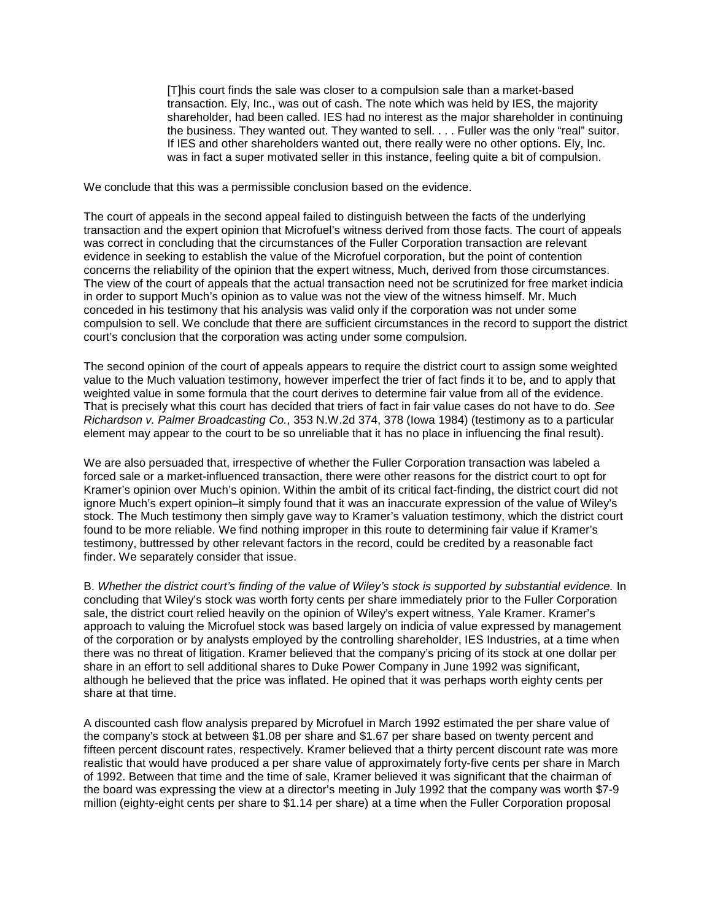> [T]his court finds the sale was closer to a compulsion sale than a market-based transaction. Ely, Inc., was out of cash. The note which was held by IES, the majority shareholder, had been called. IES had no interest as the major shareholder in continuing the business. They wanted out. They wanted to sell. . . . Fuller was the only "real" suitor. If IES and other shareholders wanted out, there really were no other options. Ely, Inc. was in fact a super motivated seller in this instance, feeling quite a bit of compulsion.

We conclude that this was a permissible conclusion based on the evidence.

The court of appeals in the second appeal failed to distinguish between the facts of the underlying transaction and the expert opinion that Microfuel's witness derived from those facts. The court of appeals was correct in concluding that the circumstances of the Fuller Corporation transaction are relevant evidence in seeking to establish the value of the Microfuel corporation, but the point of contention concerns the reliability of the opinion that the expert witness, Much, derived from those circumstances. The view of the court of appeals that the actual transaction need not be scrutinized for free market indicia in order to support Much's opinion as to value was not the view of the witness himself. Mr. Much conceded in his testimony that his analysis was valid only if the corporation was not under some compulsion to sell. We conclude that there are sufficient circumstances in the record to support the district court's conclusion that the corporation was acting under some compulsion.

The second opinion of the court of appeals appears to require the district court to assign some weighted value to the Much valuation testimony, however imperfect the trier of fact finds it to be, and to apply that weighted value in some formula that the court derives to determine fair value from all of the evidence. That is precisely what this court has decided that triers of fact in fair value cases do not have to do. *See Richardson v. Palmer Broadcasting Co.*, 353 N.W.2d 374, 378 (Iowa 1984) (testimony as to a particular element may appear to the court to be so unreliable that it has no place in influencing the final result).

We are also persuaded that, irrespective of whether the Fuller Corporation transaction was labeled a forced sale or a market-influenced transaction, there were other reasons for the district court to opt for Kramer's opinion over Much's opinion. Within the ambit of its critical fact-finding, the district court did not ignore Much's expert opinion–it simply found that it was an inaccurate expression of the value of Wiley's stock. The Much testimony then simply gave way to Kramer's valuation testimony, which the district court found to be more reliable. We find nothing improper in this route to determining fair value if Kramer's testimony, buttressed by other relevant factors in the record, could be credited by a reasonable fact finder. We separately consider that issue.

B. *Whether the district court's finding of the value of Wiley's stock is supported by substantial evidence.* In concluding that Wiley's stock was worth forty cents per share immediately prior to the Fuller Corporation sale, the district court relied heavily on the opinion of Wiley's expert witness, Yale Kramer. Kramer's approach to valuing the Microfuel stock was based largely on indicia of value expressed by management of the corporation or by analysts employed by the controlling shareholder, IES Industries, at a time when there was no threat of litigation. Kramer believed that the company's pricing of its stock at one dollar per share in an effort to sell additional shares to Duke Power Company in June 1992 was significant, although he believed that the price was inflated. He opined that it was perhaps worth eighty cents per share at that time.

A discounted cash flow analysis prepared by Microfuel in March 1992 estimated the per share value of the company's stock at between $1.08 per share and $1.67 per share based on twenty percent and fifteen percent discount rates, respectively. Kramer believed that a thirty percent discount rate was more realistic that would have produced a per share value of approximately forty-five cents per share in March of 1992. Between that time and the time of sale, Kramer believed it was significant that the chairman of the board was expressing the view at a director's meeting in July 1992 that the company was worth $7-9 million (eighty-eight cents per share to $1.14 per share) at a time when the Fuller Corporation proposal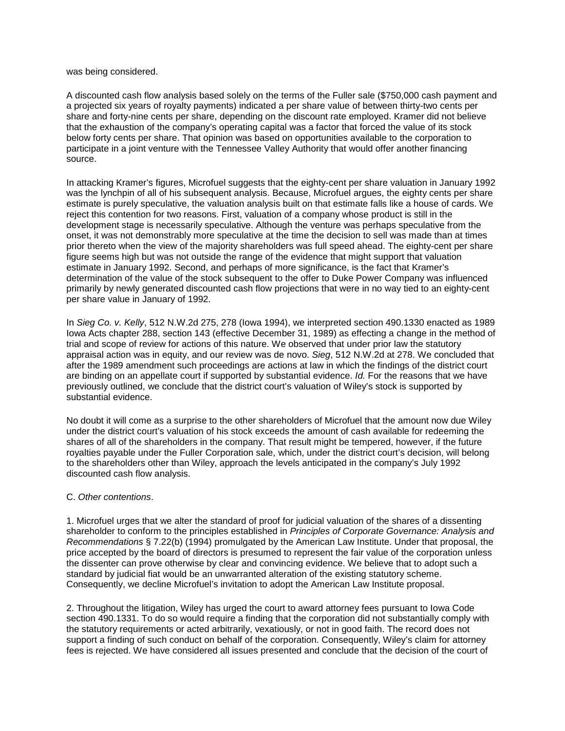was being considered.

A discounted cash flow analysis based solely on the terms of the Fuller sale ($750,000 cash payment and a projected six years of royalty payments) indicated a per share value of between thirty-two cents per share and forty-nine cents per share, depending on the discount rate employed. Kramer did not believe that the exhaustion of the company's operating capital was a factor that forced the value of its stock below forty cents per share. That opinion was based on opportunities available to the corporation to participate in a joint venture with the Tennessee Valley Authority that would offer another financing source.

In attacking Kramer's figures, Microfuel suggests that the eighty-cent per share valuation in January 1992 was the lynchpin of all of his subsequent analysis. Because, Microfuel argues, the eighty cents per share estimate is purely speculative, the valuation analysis built on that estimate falls like a house of cards. We reject this contention for two reasons. First, valuation of a company whose product is still in the development stage is necessarily speculative. Although the venture was perhaps speculative from the onset, it was not demonstrably more speculative at the time the decision to sell was made than at times prior thereto when the view of the majority shareholders was full speed ahead. The eighty-cent per share figure seems high but was not outside the range of the evidence that might support that valuation estimate in January 1992. Second, and perhaps of more significance, is the fact that Kramer's determination of the value of the stock subsequent to the offer to Duke Power Company was influenced primarily by newly generated discounted cash flow projections that were in no way tied to an eighty-cent per share value in January of 1992.

In *Sieg Co. v. Kelly*, 512 N.W.2d 275, 278 (Iowa 1994), we interpreted section 490.1330 enacted as 1989 Iowa Acts chapter 288, section 143 (effective December 31, 1989) as effecting a change in the method of trial and scope of review for actions of this nature. We observed that under prior law the statutory appraisal action was in equity, and our review was de novo. *Sieg*, 512 N.W.2d at 278. We concluded that after the 1989 amendment such proceedings are actions at law in which the findings of the district court are binding on an appellate court if supported by substantial evidence. *Id.* For the reasons that we have previously outlined, we conclude that the district court's valuation of Wiley's stock is supported by substantial evidence.

No doubt it will come as a surprise to the other shareholders of Microfuel that the amount now due Wiley under the district court's valuation of his stock exceeds the amount of cash available for redeeming the shares of all of the shareholders in the company. That result might be tempered, however, if the future royalties payable under the Fuller Corporation sale, which, under the district court's decision, will belong to the shareholders other than Wiley, approach the levels anticipated in the company's July 1992 discounted cash flow analysis.

C. *Other contentions*.

1. Microfuel urges that we alter the standard of proof for judicial valuation of the shares of a dissenting shareholder to conform to the principles established in *Principles of Corporate Governance: Analysis and Recommendations* § 7.22(b) (1994) promulgated by the American Law Institute. Under that proposal, the price accepted by the board of directors is presumed to represent the fair value of the corporation unless the dissenter can prove otherwise by clear and convincing evidence. We believe that to adopt such a standard by judicial fiat would be an unwarranted alteration of the existing statutory scheme. Consequently, we decline Microfuel's invitation to adopt the American Law Institute proposal.

2. Throughout the litigation, Wiley has urged the court to award attorney fees pursuant to Iowa Code section 490.1331. To do so would require a finding that the corporation did not substantially comply with the statutory requirements or acted arbitrarily, vexatiously, or not in good faith. The record does not support a finding of such conduct on behalf of the corporation. Consequently, Wiley's claim for attorney fees is rejected. We have considered all issues presented and conclude that the decision of the court of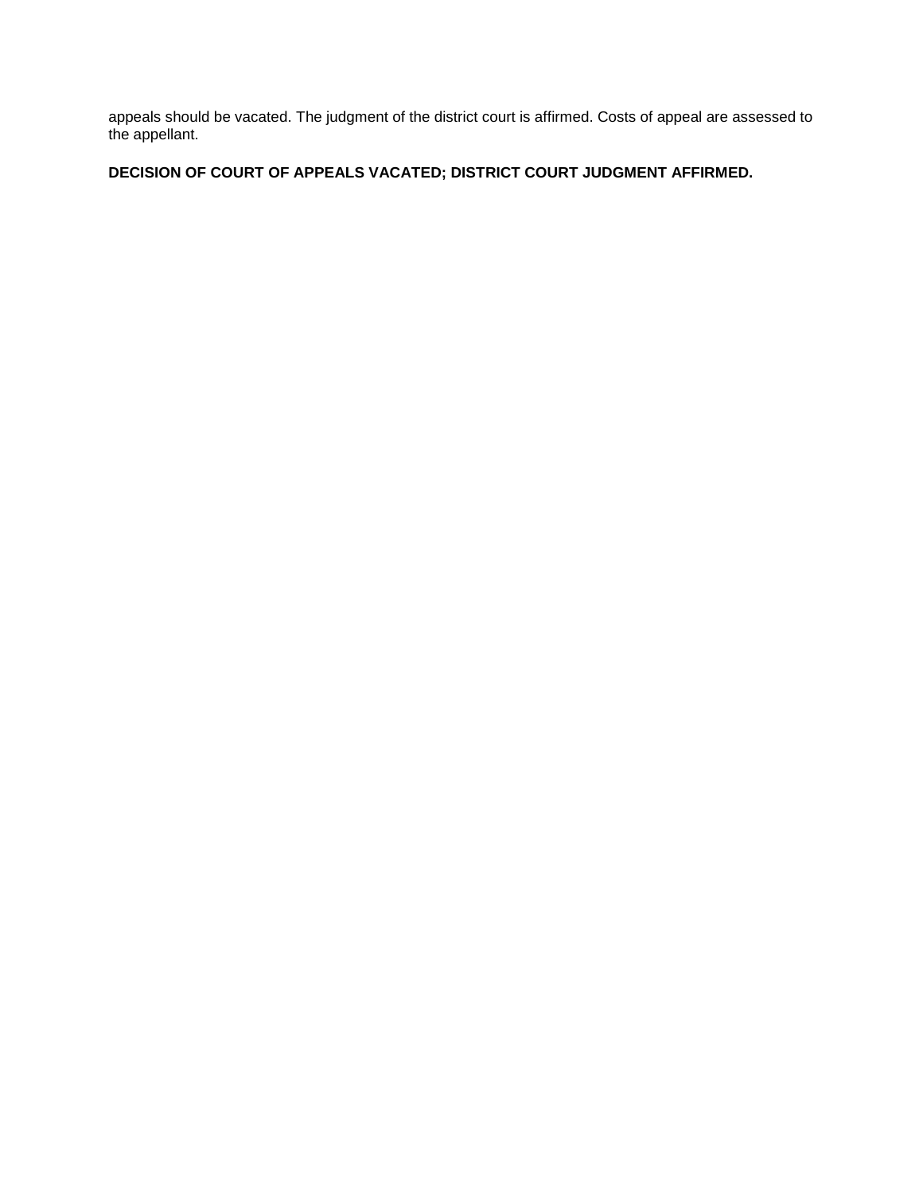appeals should be vacated. The judgment of the district court is affirmed. Costs of appeal are assessed to the appellant.

**DECISION OF COURT OF APPEALS VACATED; DISTRICT COURT JUDGMENT AFFIRMED.**